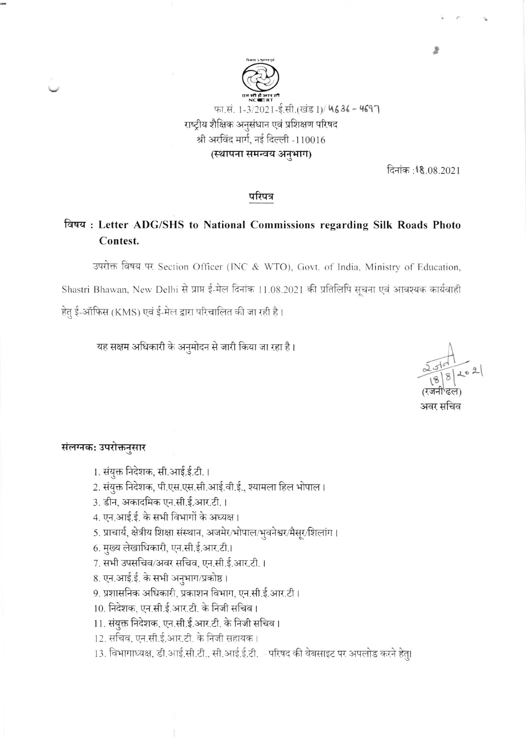फा.सं. 1-3/2021-ई.सी.(खंड I)/ 4636 – 4697

राष्ट्रीय शैक्षिक अनुसंधान एवं प्रशिक्षण परिषद

श्री अरविंद मार्ग, नई दिल्ली -110016

**(स्थापना समन्वय अनुभाग)**

दिनांक :18.08.2021

**परिपत्र**

**विषय : Letter ADG/SHS to National Commissions regarding Silk Roads Photo Contest.**

उपरोक्त विषय पर Section Officer (INC & WTO), Govt. of India, Ministry of Education, Shastri Bhawan, New Delhi से प्राप्त ई-मेल दिनांक 11.08.2021 की प्रतिलिपि सूचना एवं आवश्यक कार्यवाही हेतु ई-ऑफिस (KMS) एवं ई-मेल द्वारा परिचालित की जा रही है।

यह सक्षम अधिकारी के अनुमोदन से जारी किया जा रहा है।

रजनी
18/8/2021
(रजनी ढल)
अवर सचिव

**संलग्नक: उपरोक्तनुसार**

1. संयुक्त निदेशक, सी.आई.ई.टी.।
2. संयुक्त निदेशक, पी.एस.एस.सी.आई.वी.ई., श्यामला हिल भोपाल।
3. डीन, अकादमिक एन.सी.ई.आर.टी.।
4. एन.आई.ई. के सभी विभागों के अध्यक्ष।
5. प्राचार्य, क्षेत्रीय शिक्षा संस्थान, अजमेर/भोपाल/भुवनेश्वर/मैसूर/शिलांग।
6. मुख्य लेखाधिकारी, एन.सी.ई.आर.टी.।
7. सभी उपसचिव/अवर सचिव, एन.सी.ई.आर.टी.।
8. एन.आई.ई. के सभी अनुभाग/प्रकोष्ठ।
9. प्रशासनिक अधिकारी, प्रकाशन विभाग, एन.सी.ई.आर.टी.।
10. निदेशक, एन.सी.ई.आर.टी. के निजी सचिव।
11. संयुक्त निदेशक, एन.सी.ई.आर.टी. के निजी सचिव।
12. सचिव, एन.सी.ई.आर.टी. के निजी सहायक।
13. विभागाध्यक्ष, डी.आई.सी.टी., सी.आई.ई.टी. - परिषद की वेबसाइट पर अपलोड करने हेतु।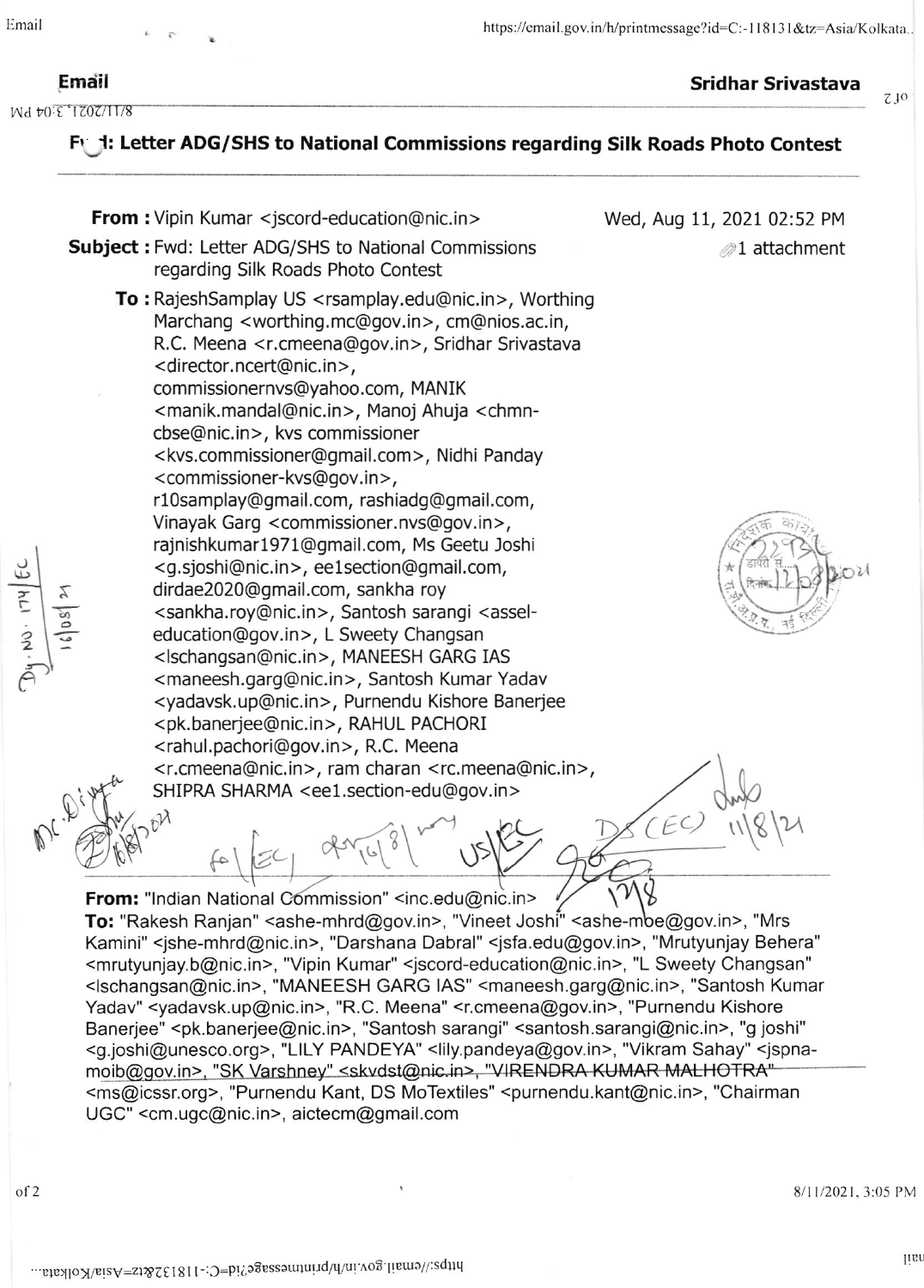**Email** **Sridhar Srivastava**

## Fwd: Letter ADG/SHS to National Commissions regarding Silk Roads Photo Contest

---

**From :** Vipin Kumar <jscord-education@nic.in>

Wed, Aug 11, 2021 02:52 PM

**Subject :** Fwd: Letter ADG/SHS to National Commissions regarding Silk Roads Photo Contest

1 attachment

**To :** RajeshSamplay US <rsamplay.edu@nic.in>, Worthing Marchang <worthing.mc@gov.in>, cm@nios.ac.in, R.C. Meena <r.cmeena@gov.in>, Sridhar Srivastava <director.ncert@nic.in>, commissionernvs@yahoo.com, MANIK <manik.mandal@nic.in>, Manoj Ahuja <chmn-cbse@nic.in>, kvs commissioner <kvs.commissioner@gmail.com>, Nidhi Panday <commissioner-kvs@gov.in>, r10samplay@gmail.com, rashiadg@gmail.com, Vinayak Garg <commissioner.nvs@gov.in>, rajnishkumar1971@gmail.com, Ms Geetu Joshi <g.sjoshi@nic.in>, ee1section@gmail.com, dirdae2020@gmail.com, sankha roy <sankha.roy@nic.in>, Santosh sarangi <assel-education@gov.in>, L Sweety Changsan <lschangsan@nic.in>, MANEESH GARG IAS <maneesh.garg@nic.in>, Santosh Kumar Yadav <yadavsk.up@nic.in>, Purnendu Kishore Banerjee <pk.banerjee@nic.in>, RAHUL PACHORI <rahul.pachori@gov.in>, R.C. Meena <r.cmeena@nic.in>, ram charan <rc.meena@nic.in>, SHIPRA SHARMA <ee1.section-edu@gov.in>

---

**From:** "Indian National Commission" <inc.edu@nic.in>
**To:** "Rakesh Ranjan" <ashe-mhrd@gov.in>, "Vineet Joshi" <ashe-moe@gov.in>, "Mrs Kamini" <jshe-mhrd@nic.in>, "Darshana Dabral" <jsfa.edu@gov.in>, "Mrutyunjay Behera" <mrutyunjay.b@nic.in>, "Vipin Kumar" <jscord-education@nic.in>, "L Sweety Changsan" <lschangsan@nic.in>, "MANEESH GARG IAS" <maneesh.garg@nic.in>, "Santosh Kumar Yadav" <yadavsk.up@nic.in>, "R.C. Meena" <r.cmeena@gov.in>, "Purnendu Kishore Banerjee" <pk.banerjee@nic.in>, "Santosh sarangi" <santosh.sarangi@nic.in>, "g joshi" <g.joshi@unesco.org>, "LILY PANDEYA" <lily.pandeya@gov.in>, "Vikram Sahay" <jspna-moib@gov.in>, "SK Varshney" <skvdst@nic.in>, "VIRENDRA KUMAR MALHOTRA" <ms@icssr.org>, "Purnendu Kant, DS MoTextiles" <purnendu.kant@nic.in>, "Chairman UGC" <cm.ugc@nic.in>, aictecm@gmail.com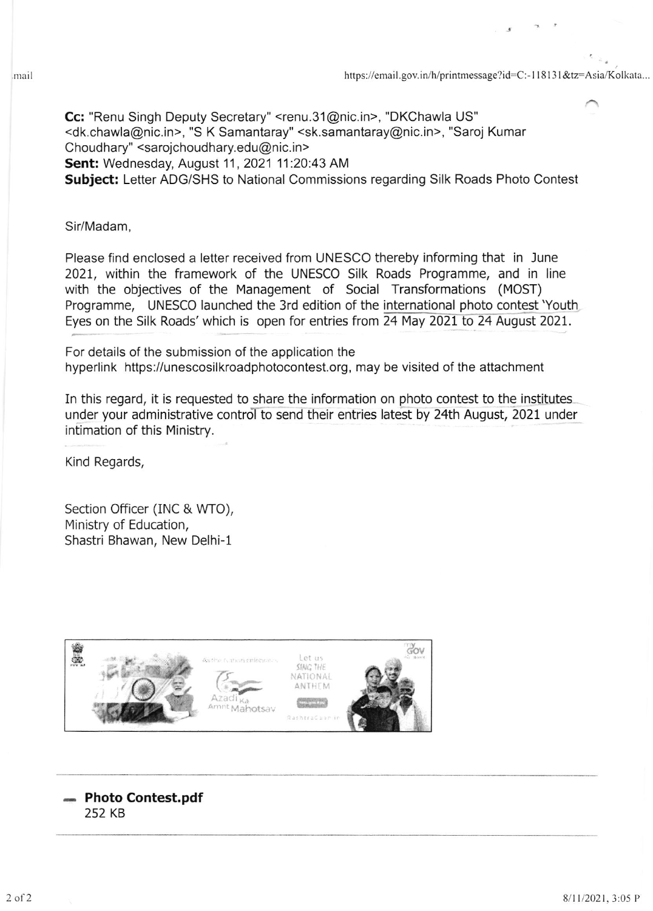**Cc:** "Renu Singh Deputy Secretary" <renu.31@nic.in>, "DKChawla US" <dk.chawla@nic.in>, "S K Samantaray" <sk.samantaray@nic.in>, "Saroj Kumar Choudhary" <sarojchoudhary.edu@nic.in>
**Sent:** Wednesday, August 11, 2021 11:20:43 AM
**Subject:** Letter ADG/SHS to National Commissions regarding Silk Roads Photo Contest

Sir/Madam,

Please find enclosed a letter received from UNESCO thereby informing that in June 2021, within the framework of the UNESCO Silk Roads Programme, and in line with the objectives of the Management of Social Transformations (MOST) Programme, UNESCO launched the 3rd edition of the international photo contest 'Youth Eyes on the Silk Roads' which is open for entries from 24 May 2021 to 24 August 2021.

For details of the submission of the application the hyperlink https://unescosilkroadphotocontest.org, may be visited of the attachment

In this regard, it is requested to share the information on photo contest to the institutes under your administrative control to send their entries latest by 24th August, 2021 under intimation of this Ministry.

Kind Regards,

Section Officer (INC & WTO),
Ministry of Education,
Shastri Bhawan, New Delhi-1

**Photo Contest.pdf**
252 KB